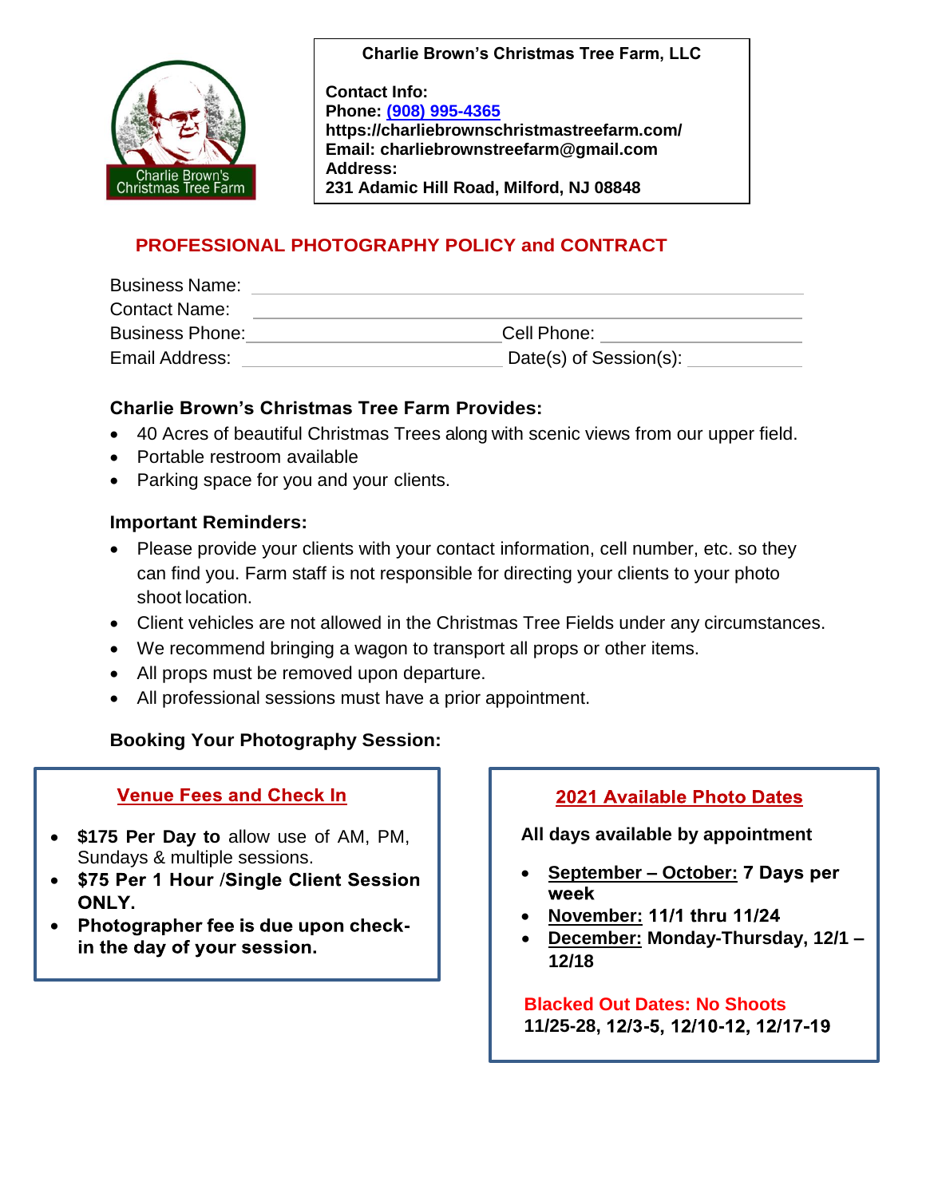**Charlie Brown's Christmas Tree Farm, LLC**

**Contact Info:**
**Phone: (908) 995-4365**
**https://charliebrownschristmastreefarm.com/**
**Email: charliebrownstreefarm@gmail.com**
**Address:**
**231 Adamic Hill Road, Milford, NJ 08848**

## PROFESSIONAL PHOTOGRAPHY POLICY and CONTRACT

Business Name: ____________________________________________

Contact Name: ____________________________________________

Business Phone: ______________________ Cell Phone: ______________________

Email Address: ______________________ Date(s) of Session(s): ____________

### Charlie Brown's Christmas Tree Farm Provides:

- 40 Acres of beautiful Christmas Trees along with scenic views from our upper field.
- Portable restroom available
- Parking space for you and your clients.

### Important Reminders:

- Please provide your clients with your contact information, cell number, etc. so they can find you. Farm staff is not responsible for directing your clients to your photo shoot location.
- Client vehicles are not allowed in the Christmas Tree Fields under any circumstances.
- We recommend bringing a wagon to transport all props or other items.
- All props must be removed upon departure.
- All professional sessions must have a prior appointment.

### Booking Your Photography Session:

#### Venue Fees and Check In

- **$175 Per Day to** allow use of AM, PM, Sundays & multiple sessions.
- **$75 Per 1 Hour /Single Client Session ONLY.**
- **Photographer fee is due upon check-in the day of your session.**

#### 2021 Available Photo Dates

**All days available by appointment**

- **September – October: 7 Days per week**
- **November: 11/1 thru 11/24**
- **December: Monday-Thursday, 12/1 – 12/18**

**Blacked Out Dates: No Shoots**
**11/25-28, 12/3-5, 12/10-12, 12/17-19**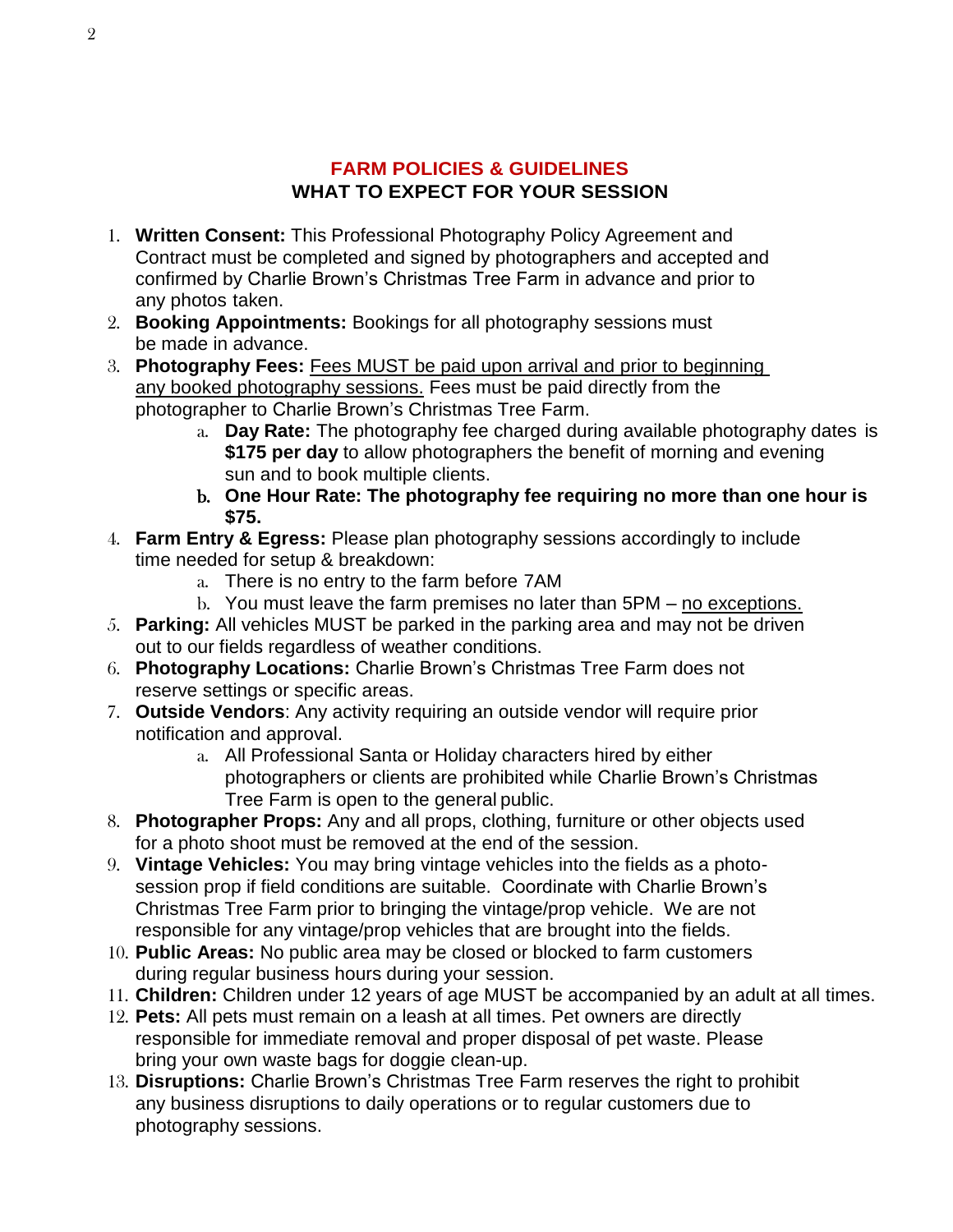## FARM POLICIES & GUIDELINES
### WHAT TO EXPECT FOR YOUR SESSION

1. **Written Consent:** This Professional Photography Policy Agreement and Contract must be completed and signed by photographers and accepted and confirmed by Charlie Brown's Christmas Tree Farm in advance and prior to any photos taken.
2. **Booking Appointments:** Bookings for all photography sessions must be made in advance.
3. **Photography Fees:** <u>Fees MUST be paid upon arrival and prior to beginning any booked photography sessions.</u> Fees must be paid directly from the photographer to Charlie Brown's Christmas Tree Farm.
   a. **Day Rate:** The photography fee charged during available photography dates is **$175 per day** to allow photographers the benefit of morning and evening sun and to book multiple clients.
   b. **One Hour Rate: The photography fee requiring no more than one hour is $75.**
4. **Farm Entry & Egress:** Please plan photography sessions accordingly to include time needed for setup & breakdown:
   a. There is no entry to the farm before 7AM
   b. You must leave the farm premises no later than 5PM – <u>no exceptions.</u>
5. **Parking:** All vehicles MUST be parked in the parking area and may not be driven out to our fields regardless of weather conditions.
6. **Photography Locations:** Charlie Brown's Christmas Tree Farm does not reserve settings or specific areas.
7. **Outside Vendors**: Any activity requiring an outside vendor will require prior notification and approval.
   a. All Professional Santa or Holiday characters hired by either photographers or clients are prohibited while Charlie Brown's Christmas Tree Farm is open to the general public.
8. **Photographer Props:** Any and all props, clothing, furniture or other objects used for a photo shoot must be removed at the end of the session.
9. **Vintage Vehicles:** You may bring vintage vehicles into the fields as a photo-session prop if field conditions are suitable. Coordinate with Charlie Brown's Christmas Tree Farm prior to bringing the vintage/prop vehicle. We are not responsible for any vintage/prop vehicles that are brought into the fields.
10. **Public Areas:** No public area may be closed or blocked to farm customers during regular business hours during your session.
11. **Children:** Children under 12 years of age MUST be accompanied by an adult at all times.
12. **Pets:** All pets must remain on a leash at all times. Pet owners are directly responsible for immediate removal and proper disposal of pet waste. Please bring your own waste bags for doggie clean-up.
13. **Disruptions:** Charlie Brown's Christmas Tree Farm reserves the right to prohibit any business disruptions to daily operations or to regular customers due to photography sessions.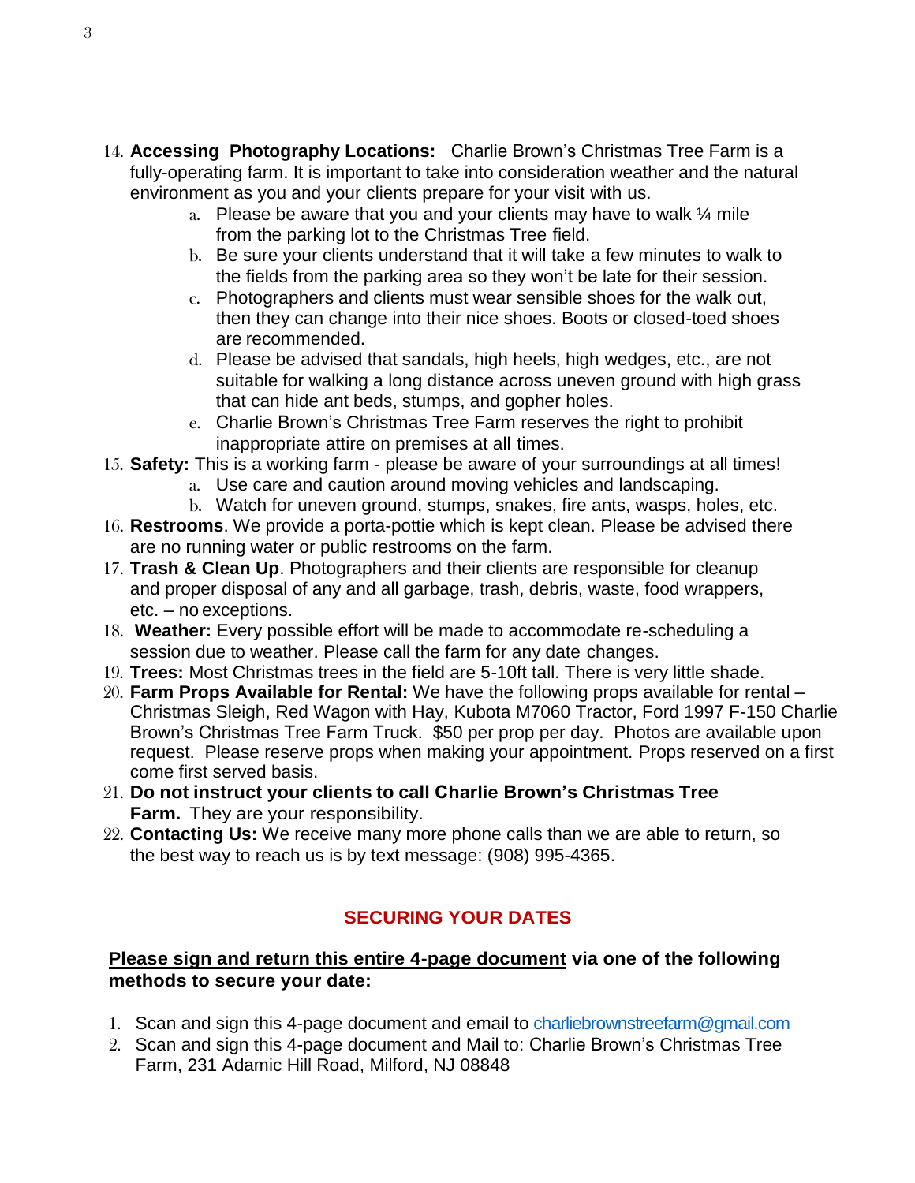14. **Accessing Photography Locations:** Charlie Brown's Christmas Tree Farm is a fully-operating farm. It is important to take into consideration weather and the natural environment as you and your clients prepare for your visit with us.
    a. Please be aware that you and your clients may have to walk ¼ mile from the parking lot to the Christmas Tree field.
    b. Be sure your clients understand that it will take a few minutes to walk to the fields from the parking area so they won't be late for their session.
    c. Photographers and clients must wear sensible shoes for the walk out, then they can change into their nice shoes. Boots or closed-toed shoes are recommended.
    d. Please be advised that sandals, high heels, high wedges, etc., are not suitable for walking a long distance across uneven ground with high grass that can hide ant beds, stumps, and gopher holes.
    e. Charlie Brown's Christmas Tree Farm reserves the right to prohibit inappropriate attire on premises at all times.
15. **Safety:** This is a working farm - please be aware of your surroundings at all times!
    a. Use care and caution around moving vehicles and landscaping.
    b. Watch for uneven ground, stumps, snakes, fire ants, wasps, holes, etc.
16. **Restrooms**. We provide a porta-pottie which is kept clean. Please be advised there are no running water or public restrooms on the farm.
17. **Trash & Clean Up**. Photographers and their clients are responsible for cleanup and proper disposal of any and all garbage, trash, debris, waste, food wrappers, etc. – no exceptions.
18. **Weather:** Every possible effort will be made to accommodate re-scheduling a session due to weather. Please call the farm for any date changes.
19. **Trees:** Most Christmas trees in the field are 5-10ft tall. There is very little shade.
20. **Farm Props Available for Rental:** We have the following props available for rental – Christmas Sleigh, Red Wagon with Hay, Kubota M7060 Tractor, Ford 1997 F-150 Charlie Brown's Christmas Tree Farm Truck. $50 per prop per day. Photos are available upon request. Please reserve props when making your appointment. Props reserved on a first come first served basis.
21. **Do not instruct your clients to call Charlie Brown's Christmas Tree Farm.** They are your responsibility.
22. **Contacting Us:** We receive many more phone calls than we are able to return, so the best way to reach us is by text message: (908) 995-4365.

## SECURING YOUR DATES

**<u>Please sign and return this entire 4-page document</u> via one of the following methods to secure your date:**

1. Scan and sign this 4-page document and email to charliebrownstreefarm@gmail.com
2. Scan and sign this 4-page document and Mail to: Charlie Brown's Christmas Tree Farm, 231 Adamic Hill Road, Milford, NJ 08848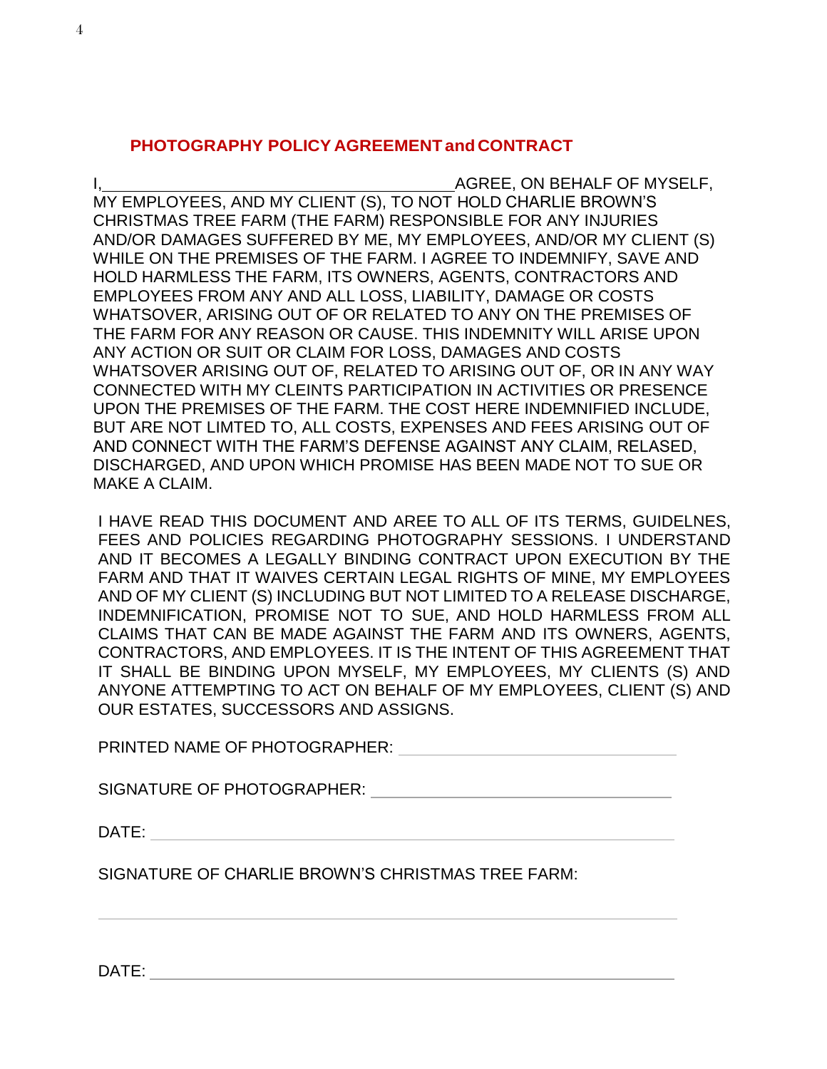## PHOTOGRAPHY POLICY AGREEMENT and CONTRACT

I,_______________________________________AGREE, ON BEHALF OF MYSELF, MY EMPLOYEES, AND MY CLIENT (S), TO NOT HOLD CHARLIE BROWN'S CHRISTMAS TREE FARM (THE FARM) RESPONSIBLE FOR ANY INJURIES AND/OR DAMAGES SUFFERED BY ME, MY EMPLOYEES, AND/OR MY CLIENT (S) WHILE ON THE PREMISES OF THE FARM. I AGREE TO INDEMNIFY, SAVE AND HOLD HARMLESS THE FARM, ITS OWNERS, AGENTS, CONTRACTORS AND EMPLOYEES FROM ANY AND ALL LOSS, LIABILITY, DAMAGE OR COSTS WHATSOEVER, ARISING OUT OF OR RELATED TO ANY ON THE PREMISES OF THE FARM FOR ANY REASON OR CAUSE. THIS INDEMNITY WILL ARISE UPON ANY ACTION OR SUIT OR CLAIM FOR LOSS, DAMAGES AND COSTS WHATSOVER ARISING OUT OF, RELATED TO ARISING OUT OF, OR IN ANY WAY CONNECTED WITH MY CLEINTS PARTICIPATION IN ACTIVITIES OR PRESENCE UPON THE PREMISES OF THE FARM. THE COST HERE INDEMNIFIED INCLUDE, BUT ARE NOT LIMTED TO, ALL COSTS, EXPENSES AND FEES ARISING OUT OF AND CONNECT WITH THE FARM'S DEFENSE AGAINST ANY CLAIM, RELASED, DISCHARGED, AND UPON WHICH PROMISE HAS BEEN MADE NOT TO SUE OR MAKE A CLAIM.

I HAVE READ THIS DOCUMENT AND AREE TO ALL OF ITS TERMS, GUIDELNES, FEES AND POLICIES REGARDING PHOTOGRAPHY SESSIONS. I UNDERSTAND AND IT BECOMES A LEGALLY BINDING CONTRACT UPON EXECUTION BY THE FARM AND THAT IT WAIVES CERTAIN LEGAL RIGHTS OF MINE, MY EMPLOYEES AND OF MY CLIENT (S) INCLUDING BUT NOT LIMITED TO A RELEASE DISCHARGE, INDEMNIFICATION, PROMISE NOT TO SUE, AND HOLD HARMLESS FROM ALL CLAIMS THAT CAN BE MADE AGAINST THE FARM AND ITS OWNERS, AGENTS, CONTRACTORS, AND EMPLOYEES. IT IS THE INTENT OF THIS AGREEMENT THAT IT SHALL BE BINDING UPON MYSELF, MY EMPLOYEES, MY CLIENTS (S) AND ANYONE ATTEMPTING TO ACT ON BEHALF OF MY EMPLOYEES, CLIENT (S) AND OUR ESTATES, SUCCESSORS AND ASSIGNS.

PRINTED NAME OF PHOTOGRAPHER: ________________________________

SIGNATURE OF PHOTOGRAPHER: ________________________________

DATE: ________________________________________________________

SIGNATURE OF CHARLIE BROWN'S CHRISTMAS TREE FARM:

______________________________________________________________

DATE: ________________________________________________________